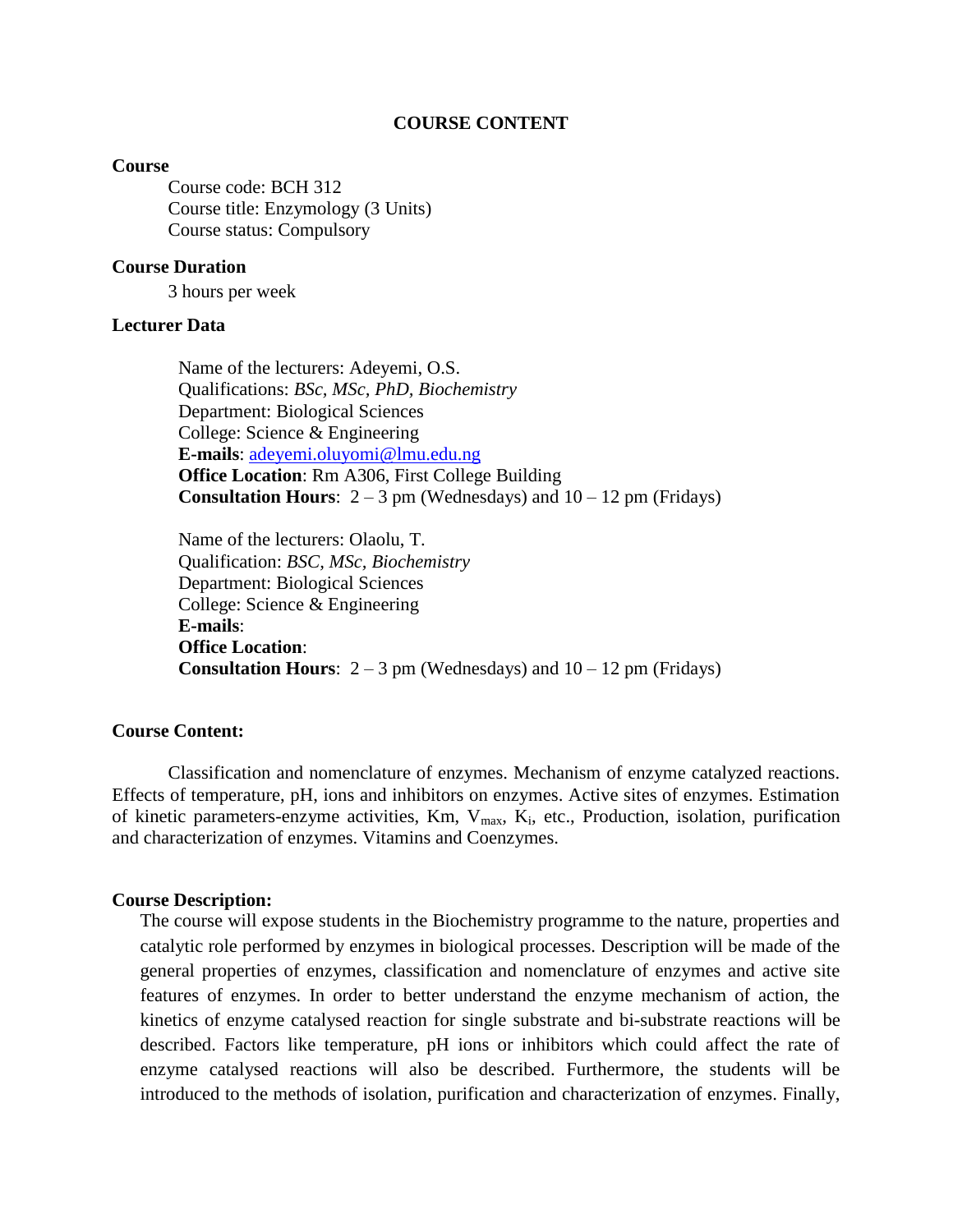# COURSE CONTENT

**Course**

Course code: BCH 312
Course title: Enzymology (3 Units)
Course status: Compulsory

**Course Duration**

3 hours per week

**Lecturer Data**

Name of the lecturers: Adeyemi, O.S.
Qualifications: *BSc, MSc, PhD, Biochemistry*
Department: Biological Sciences
College: Science & Engineering
**E-mails**: adeyemi.oluyomi@lmu.edu.ng
**Office Location**: Rm A306, First College Building
**Consultation Hours**: 2 – 3 pm (Wednesdays) and 10 – 12 pm (Fridays)

Name of the lecturers: Olaolu, T.
Qualification: *BSC, MSc, Biochemistry*
Department: Biological Sciences
College: Science & Engineering
**E-mails**:
**Office Location**:
**Consultation Hours**: 2 – 3 pm (Wednesdays) and 10 – 12 pm (Fridays)

**Course Content:**

Classification and nomenclature of enzymes. Mechanism of enzyme catalyzed reactions. Effects of temperature, pH, ions and inhibitors on enzymes. Active sites of enzymes. Estimation of kinetic parameters-enzyme activities, Km, $V_{max}$, $K_i$, etc., Production, isolation, purification and characterization of enzymes. Vitamins and Coenzymes.

**Course Description:**

The course will expose students in the Biochemistry programme to the nature, properties and catalytic role performed by enzymes in biological processes. Description will be made of the general properties of enzymes, classification and nomenclature of enzymes and active site features of enzymes. In order to better understand the enzyme mechanism of action, the kinetics of enzyme catalysed reaction for single substrate and bi-substrate reactions will be described. Factors like temperature, pH ions or inhibitors which could affect the rate of enzyme catalysed reactions will also be described. Furthermore, the students will be introduced to the methods of isolation, purification and characterization of enzymes. Finally,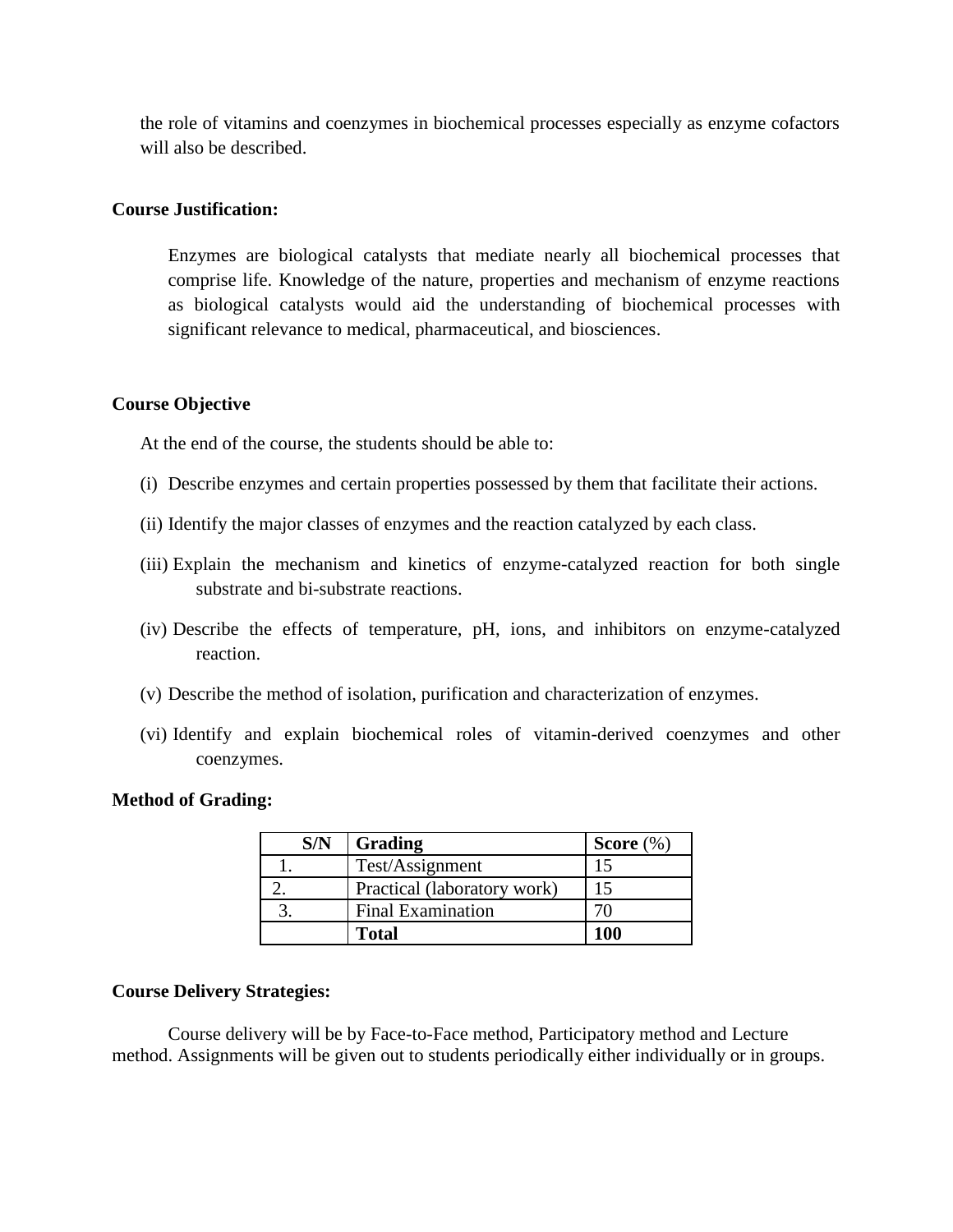the role of vitamins and coenzymes in biochemical processes especially as enzyme cofactors will also be described.

**Course Justification:**

Enzymes are biological catalysts that mediate nearly all biochemical processes that comprise life. Knowledge of the nature, properties and mechanism of enzyme reactions as biological catalysts would aid the understanding of biochemical processes with significant relevance to medical, pharmaceutical, and biosciences.

**Course Objective**

At the end of the course, the students should be able to:

(i) Describe enzymes and certain properties possessed by them that facilitate their actions.

(ii) Identify the major classes of enzymes and the reaction catalyzed by each class.

(iii) Explain the mechanism and kinetics of enzyme-catalyzed reaction for both single substrate and bi-substrate reactions.

(iv) Describe the effects of temperature, pH, ions, and inhibitors on enzyme-catalyzed reaction.

(v) Describe the method of isolation, purification and characterization of enzymes.

(vi) Identify and explain biochemical roles of vitamin-derived coenzymes and other coenzymes.

**Method of Grading:**

| S/N | Grading | Score (%) |
|---|---|---|
| 1. | Test/Assignment | 15 |
| 2. | Practical (laboratory work) | 15 |
| 3. | Final Examination | 70 |
| | **Total** | **100** |

**Course Delivery Strategies:**

Course delivery will be by Face-to-Face method, Participatory method and Lecture method. Assignments will be given out to students periodically either individually or in groups.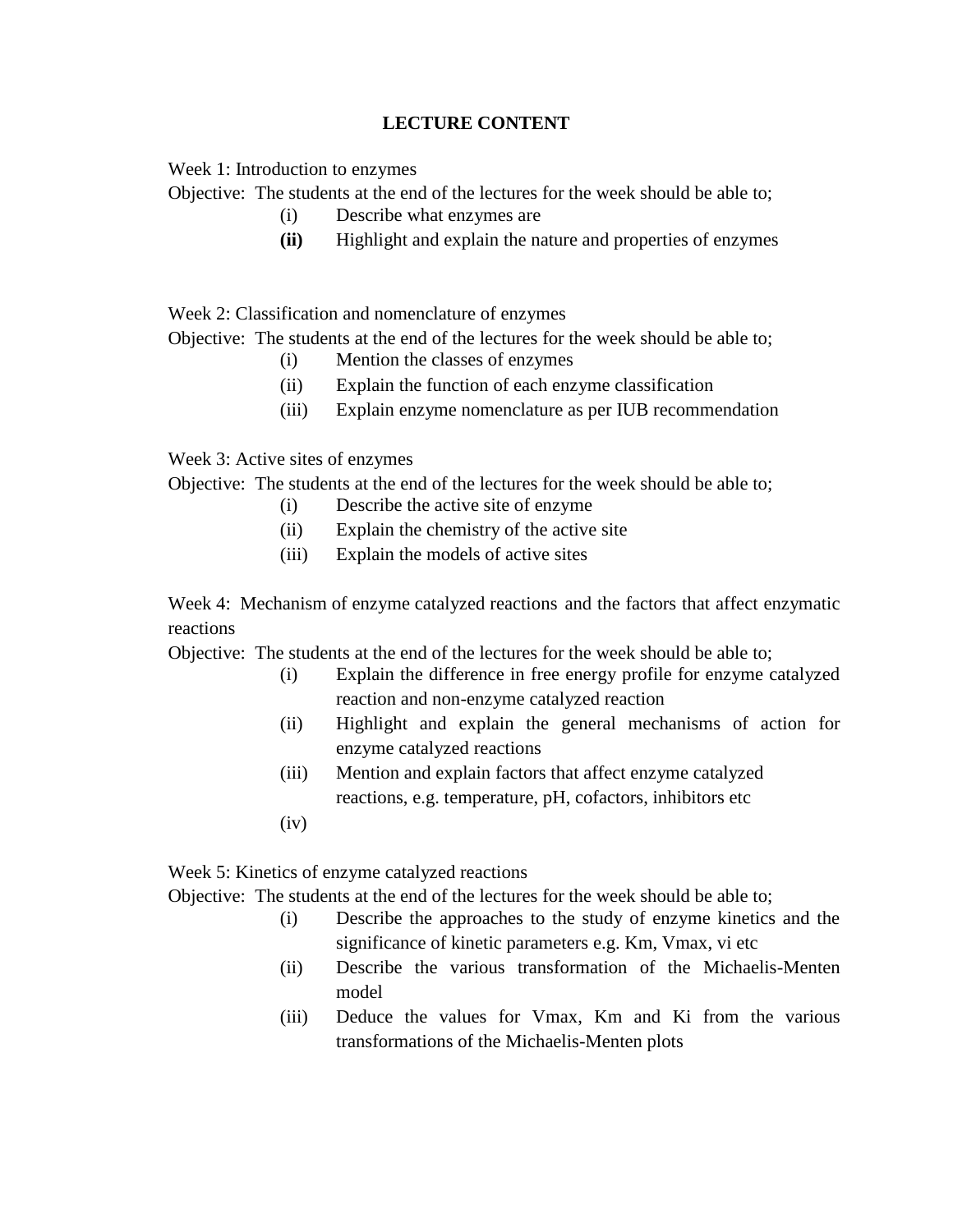# LECTURE CONTENT

Week 1: Introduction to enzymes

Objective: The students at the end of the lectures for the week should be able to;

(i) Describe what enzymes are

**(ii)** Highlight and explain the nature and properties of enzymes

Week 2: Classification and nomenclature of enzymes

Objective: The students at the end of the lectures for the week should be able to;

(i) Mention the classes of enzymes

(ii) Explain the function of each enzyme classification

(iii) Explain enzyme nomenclature as per IUB recommendation

Week 3: Active sites of enzymes

Objective: The students at the end of the lectures for the week should be able to;

(i) Describe the active site of enzyme

(ii) Explain the chemistry of the active site

(iii) Explain the models of active sites

Week 4: Mechanism of enzyme catalyzed reactions and the factors that affect enzymatic reactions

Objective: The students at the end of the lectures for the week should be able to;

(i) Explain the difference in free energy profile for enzyme catalyzed reaction and non-enzyme catalyzed reaction

(ii) Highlight and explain the general mechanisms of action for enzyme catalyzed reactions

(iii) Mention and explain factors that affect enzyme catalyzed reactions, e.g. temperature, pH, cofactors, inhibitors etc

(iv)

Week 5: Kinetics of enzyme catalyzed reactions

Objective: The students at the end of the lectures for the week should be able to;

(i) Describe the approaches to the study of enzyme kinetics and the significance of kinetic parameters e.g. Km, Vmax, vi etc

(ii) Describe the various transformation of the Michaelis-Menten model

(iii) Deduce the values for Vmax, Km and Ki from the various transformations of the Michaelis-Menten plots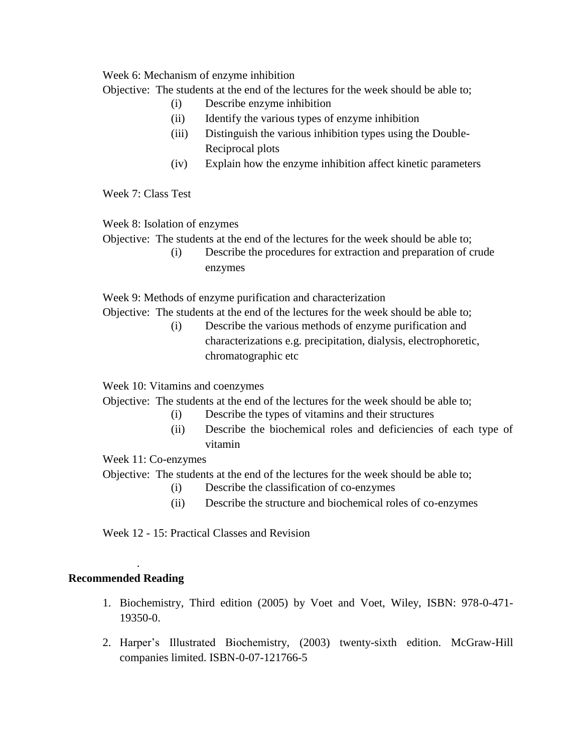Week 6: Mechanism of enzyme inhibition

Objective: The students at the end of the lectures for the week should be able to;

(i) Describe enzyme inhibition
(ii) Identify the various types of enzyme inhibition
(iii) Distinguish the various inhibition types using the Double-Reciprocal plots
(iv) Explain how the enzyme inhibition affect kinetic parameters

Week 7: Class Test

Week 8: Isolation of enzymes

Objective: The students at the end of the lectures for the week should be able to;

(i) Describe the procedures for extraction and preparation of crude enzymes

Week 9: Methods of enzyme purification and characterization

Objective: The students at the end of the lectures for the week should be able to;

(i) Describe the various methods of enzyme purification and characterizations e.g. precipitation, dialysis, electrophoretic, chromatographic etc

Week 10: Vitamins and coenzymes

Objective: The students at the end of the lectures for the week should be able to;

(i) Describe the types of vitamins and their structures
(ii) Describe the biochemical roles and deficiencies of each type of vitamin

Week 11: Co-enzymes

Objective: The students at the end of the lectures for the week should be able to;

(i) Describe the classification of co-enzymes
(ii) Describe the structure and biochemical roles of co-enzymes

Week 12 - 15: Practical Classes and Revision

.

**Recommended Reading**

1. Biochemistry, Third edition (2005) by Voet and Voet, Wiley, ISBN: 978-0-471-19350-0.

2. Harper's Illustrated Biochemistry, (2003) twenty-sixth edition. McGraw-Hill companies limited. ISBN-0-07-121766-5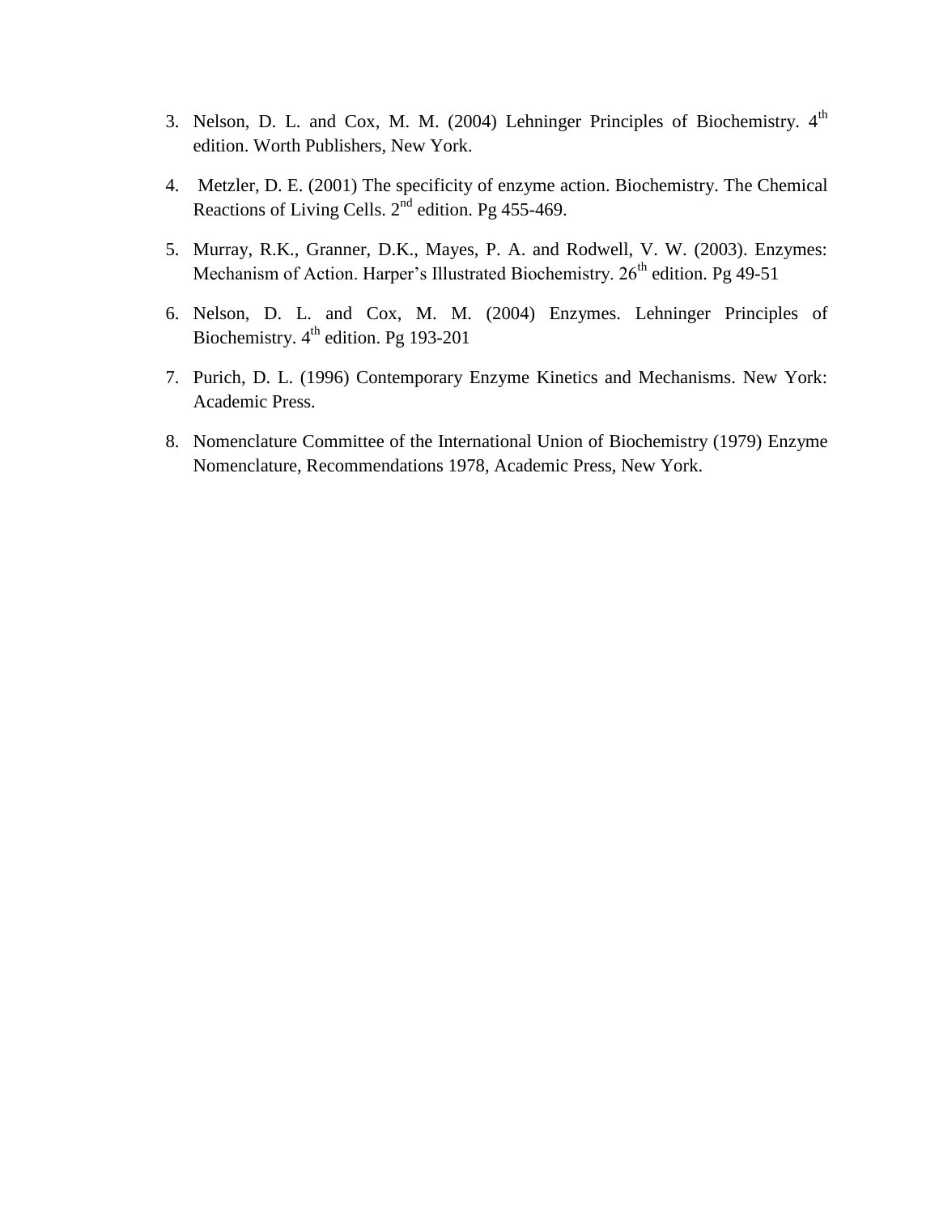3. Nelson, D. L. and Cox, M. M. (2004) Lehninger Principles of Biochemistry. 4$^{th}$ edition. Worth Publishers, New York.

4. Metzler, D. E. (2001) The specificity of enzyme action. Biochemistry. The Chemical Reactions of Living Cells. 2$^{nd}$ edition. Pg 455-469.

5. Murray, R.K., Granner, D.K., Mayes, P. A. and Rodwell, V. W. (2003). Enzymes: Mechanism of Action. Harper's Illustrated Biochemistry. 26$^{th}$ edition. Pg 49-51

6. Nelson, D. L. and Cox, M. M. (2004) Enzymes. Lehninger Principles of Biochemistry. 4$^{th}$ edition. Pg 193-201

7. Purich, D. L. (1996) Contemporary Enzyme Kinetics and Mechanisms. New York: Academic Press.

8. Nomenclature Committee of the International Union of Biochemistry (1979) Enzyme Nomenclature, Recommendations 1978, Academic Press, New York.